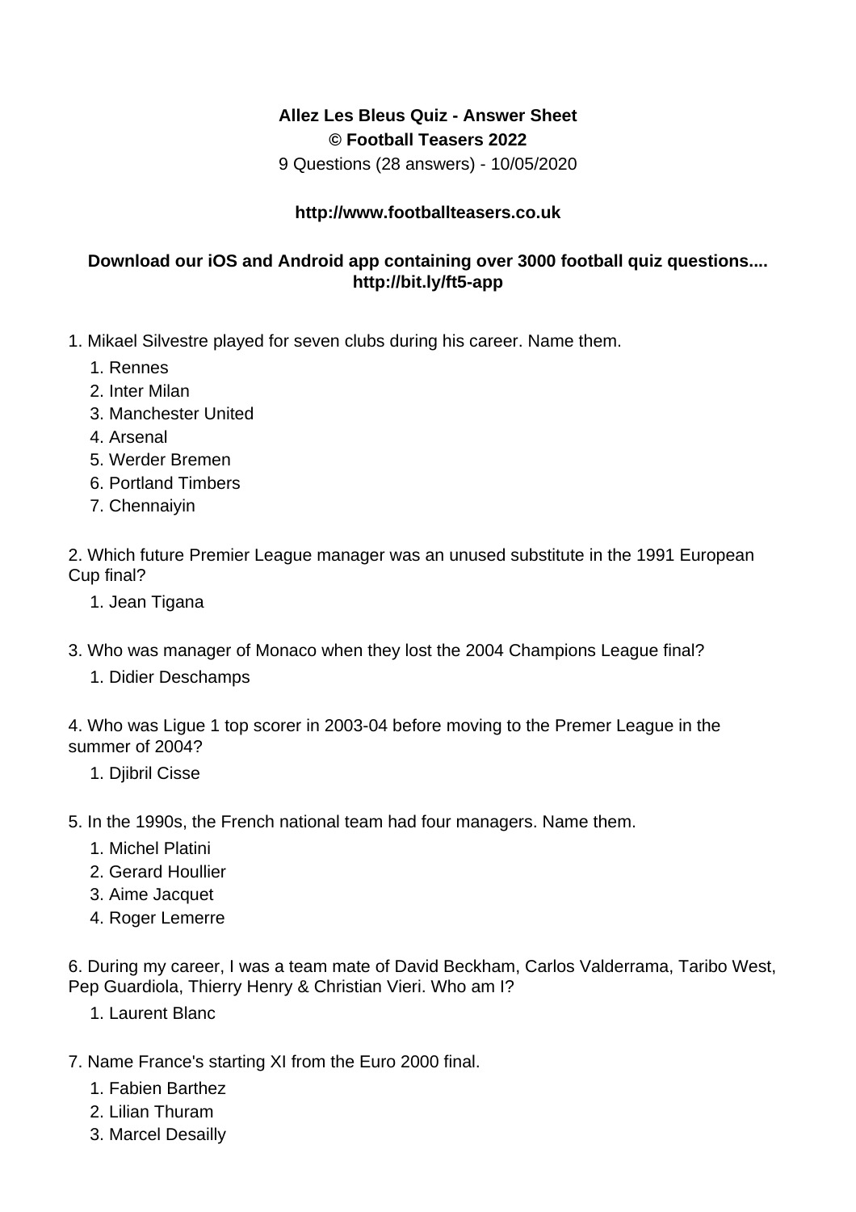**Allez Les Bleus Quiz - Answer Sheet**
**© Football Teasers 2022**
9 Questions (28 answers) - 10/05/2020

**http://www.footballteasers.co.uk**

**Download our iOS and Android app containing over 3000 football quiz questions.... http://bit.ly/ft5-app**

1. Mikael Silvestre played for seven clubs during his career. Name them.
   1. Rennes
   2. Inter Milan
   3. Manchester United
   4. Arsenal
   5. Werder Bremen
   6. Portland Timbers
   7. Chennaiyin

2. Which future Premier League manager was an unused substitute in the 1991 European Cup final?
   1. Jean Tigana

3. Who was manager of Monaco when they lost the 2004 Champions League final?
   1. Didier Deschamps

4. Who was Ligue 1 top scorer in 2003-04 before moving to the Premer League in the summer of 2004?
   1. Djibril Cisse

5. In the 1990s, the French national team had four managers. Name them.
   1. Michel Platini
   2. Gerard Houllier
   3. Aime Jacquet
   4. Roger Lemerre

6. During my career, I was a team mate of David Beckham, Carlos Valderrama, Taribo West, Pep Guardiola, Thierry Henry & Christian Vieri. Who am I?
   1. Laurent Blanc

7. Name France's starting XI from the Euro 2000 final.
   1. Fabien Barthez
   2. Lilian Thuram
   3. Marcel Desailly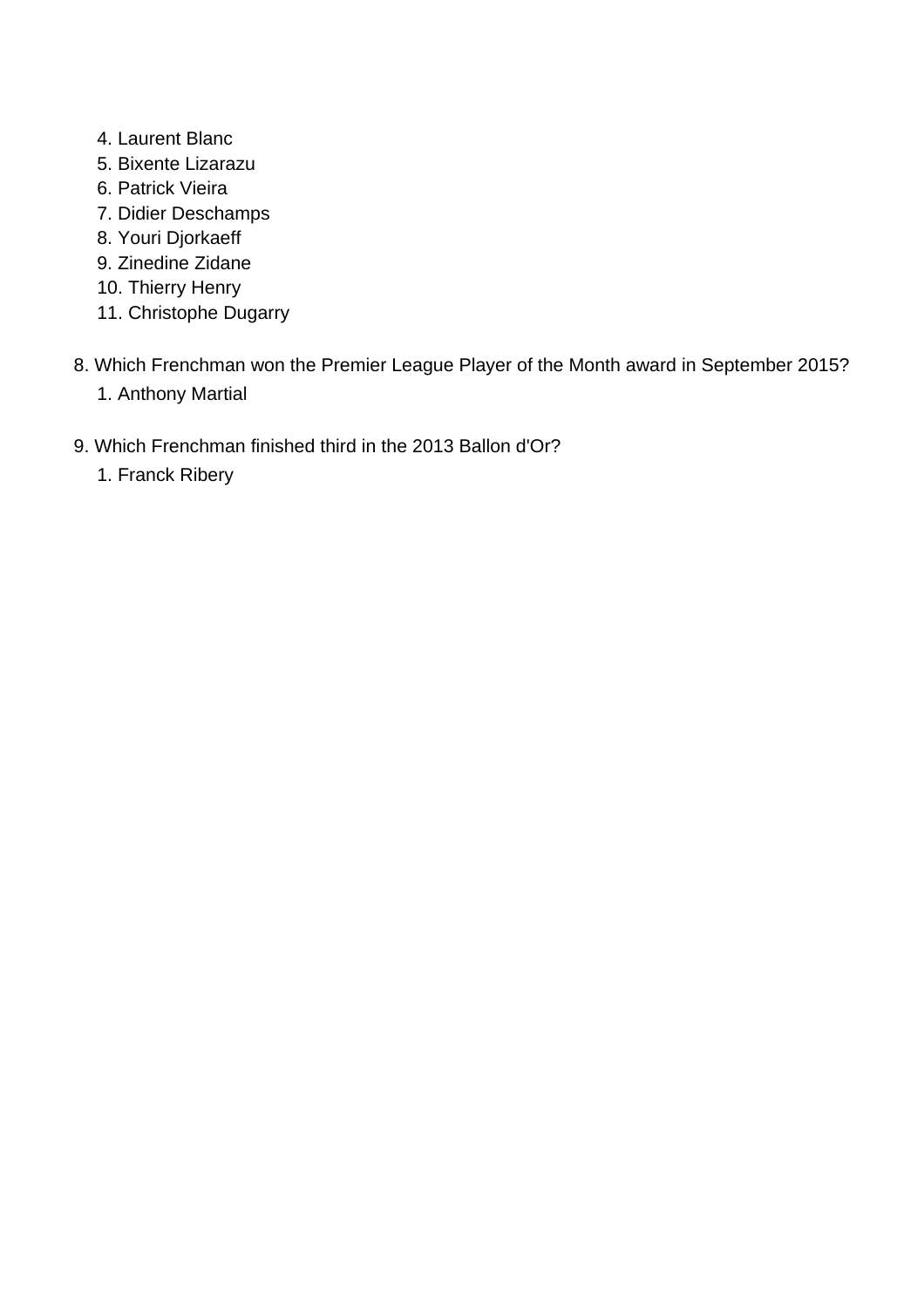4. Laurent Blanc
   5. Bixente Lizarazu
   6. Patrick Vieira
   7. Didier Deschamps
   8. Youri Djorkaeff
   9. Zinedine Zidane
   10. Thierry Henry
   11. Christophe Dugarry

8. Which Frenchman won the Premier League Player of the Month award in September 2015?
   1. Anthony Martial

9. Which Frenchman finished third in the 2013 Ballon d'Or?
   1. Franck Ribery